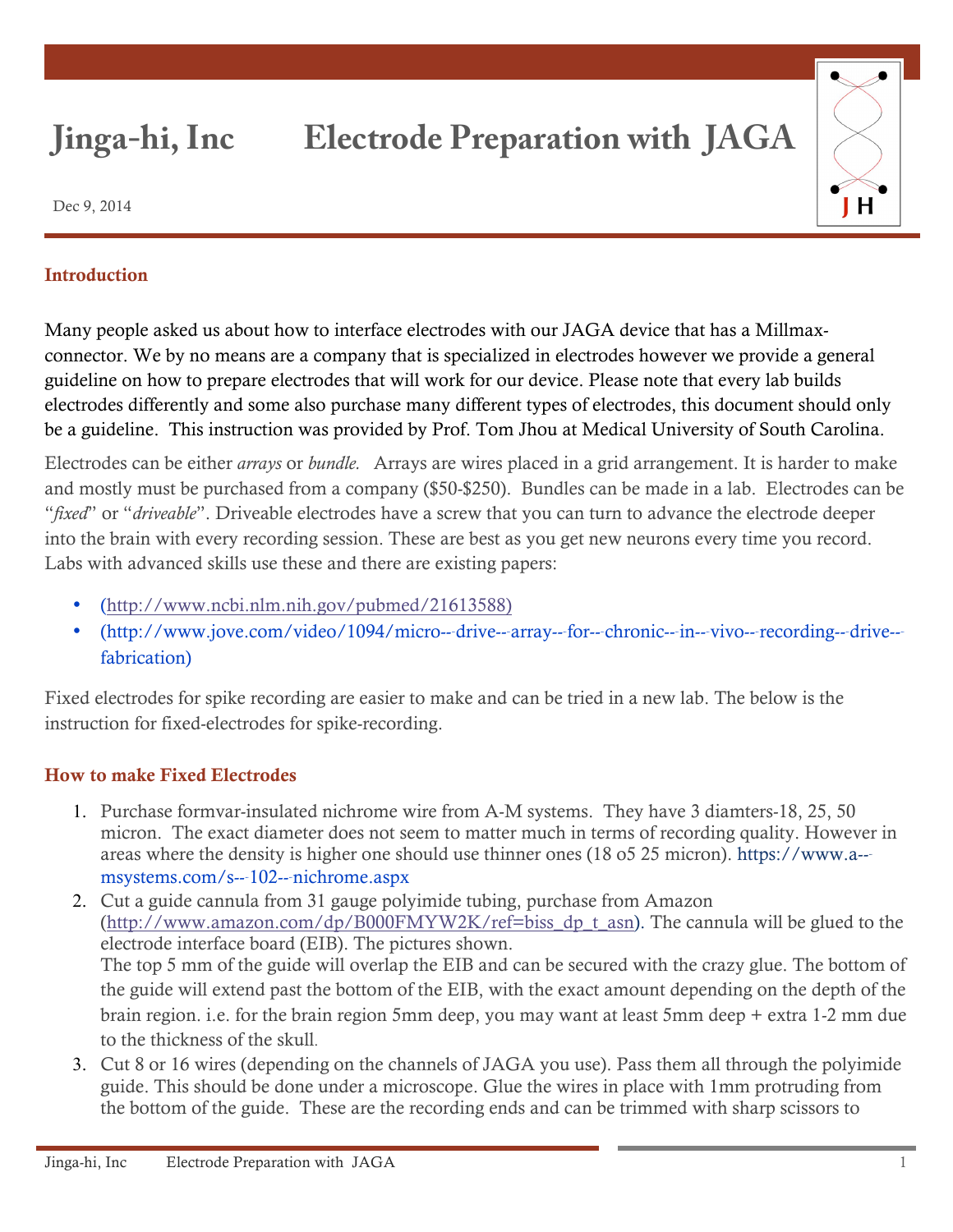# Jinga-hi, Inc Electrode Preparation with JAGA

Dec 9, 2014

## Introduction

Many people asked us about how to interface electrodes with our JAGA device that has a Millmax-connector. We by no means are a company that is specialized in electrodes however we provide a general guideline on how to prepare electrodes that will work for our device. Please note that every lab builds electrodes differently and some also purchase many different types of electrodes, this document should only be a guideline. This instruction was provided by Prof. Tom Jhou at Medical University of South Carolina.

Electrodes can be either *arrays* or *bundle.* Arrays are wires placed in a grid arrangement. It is harder to make and mostly must be purchased from a company ($50-$250). Bundles can be made in a lab. Electrodes can be "*fixed*" or "*driveable*". Driveable electrodes have a screw that you can turn to advance the electrode deeper into the brain with every recording session. These are best as you get new neurons every time you record. Labs with advanced skills use these and there are existing papers:

- (http://www.ncbi.nlm.nih.gov/pubmed/21613588)
- (http://www.jove.com/video/1094/micro--drive--array--for--chronic--in--vivo--recording--drive--fabrication)

Fixed electrodes for spike recording are easier to make and can be tried in a new lab. The below is the instruction for fixed-electrodes for spike-recording.

## How to make Fixed Electrodes

1. Purchase formvar-insulated nichrome wire from A-M systems. They have 3 diamters-18, 25, 50 micron. The exact diameter does not seem to matter much in terms of recording quality. However in areas where the density is higher one should use thinner ones (18 o5 25 micron). https://www.a--msystems.com/s--102--nichrome.aspx
2. Cut a guide cannula from 31 gauge polyimide tubing, purchase from Amazon (http://www.amazon.com/dp/B000FMYW2K/ref=biss_dp_t_asn). The cannula will be glued to the electrode interface board (EIB). The pictures shown.
   The top 5 mm of the guide will overlap the EIB and can be secured with the crazy glue. The bottom of the guide will extend past the bottom of the EIB, with the exact amount depending on the depth of the brain region. i.e. for the brain region 5mm deep, you may want at least 5mm deep + extra 1-2 mm due to the thickness of the skull.
3. Cut 8 or 16 wires (depending on the channels of JAGA you use). Pass them all through the polyimide guide. This should be done under a microscope. Glue the wires in place with 1mm protruding from the bottom of the guide. These are the recording ends and can be trimmed with sharp scissors to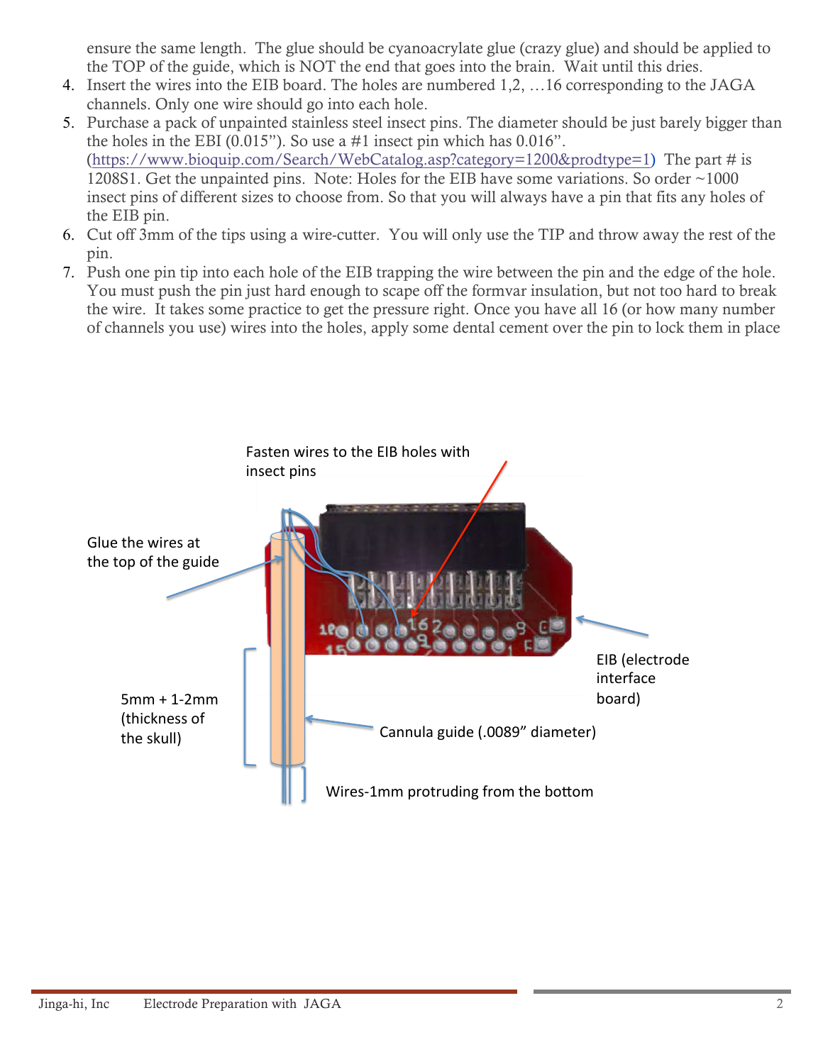ensure the same length. The glue should be cyanoacrylate glue (crazy glue) and should be applied to the TOP of the guide, which is NOT the end that goes into the brain. Wait until this dries.

4. Insert the wires into the EIB board. The holes are numbered 1,2, …16 corresponding to the JAGA channels. Only one wire should go into each hole.
5. Purchase a pack of unpainted stainless steel insect pins. The diameter should be just barely bigger than the holes in the EBI (0.015"). So use a #1 insect pin which has 0.016". (https://www.bioquip.com/Search/WebCatalog.asp?category=1200&prodtype=1) The part # is 1208S1. Get the unpainted pins. Note: Holes for the EIB have some variations. So order ~1000 insect pins of different sizes to choose from. So that you will always have a pin that fits any holes of the EIB pin.
6. Cut off 3mm of the tips using a wire-cutter. You will only use the TIP and throw away the rest of the pin.
7. Push one pin tip into each hole of the EIB trapping the wire between the pin and the edge of the hole. You must push the pin just hard enough to scape off the formvar insulation, but not too hard to break the wire. It takes some practice to get the pressure right. Once you have all 16 (or how many number of channels you use) wires into the holes, apply some dental cement over the pin to lock them in place

Fasten wires to the EIB holes with insect pins

Glue the wires at the top of the guide

EIB (electrode interface board)

5mm + 1-2mm (thickness of the skull)

Cannula guide (.0089" diameter)

Wires-1mm protruding from the bottom